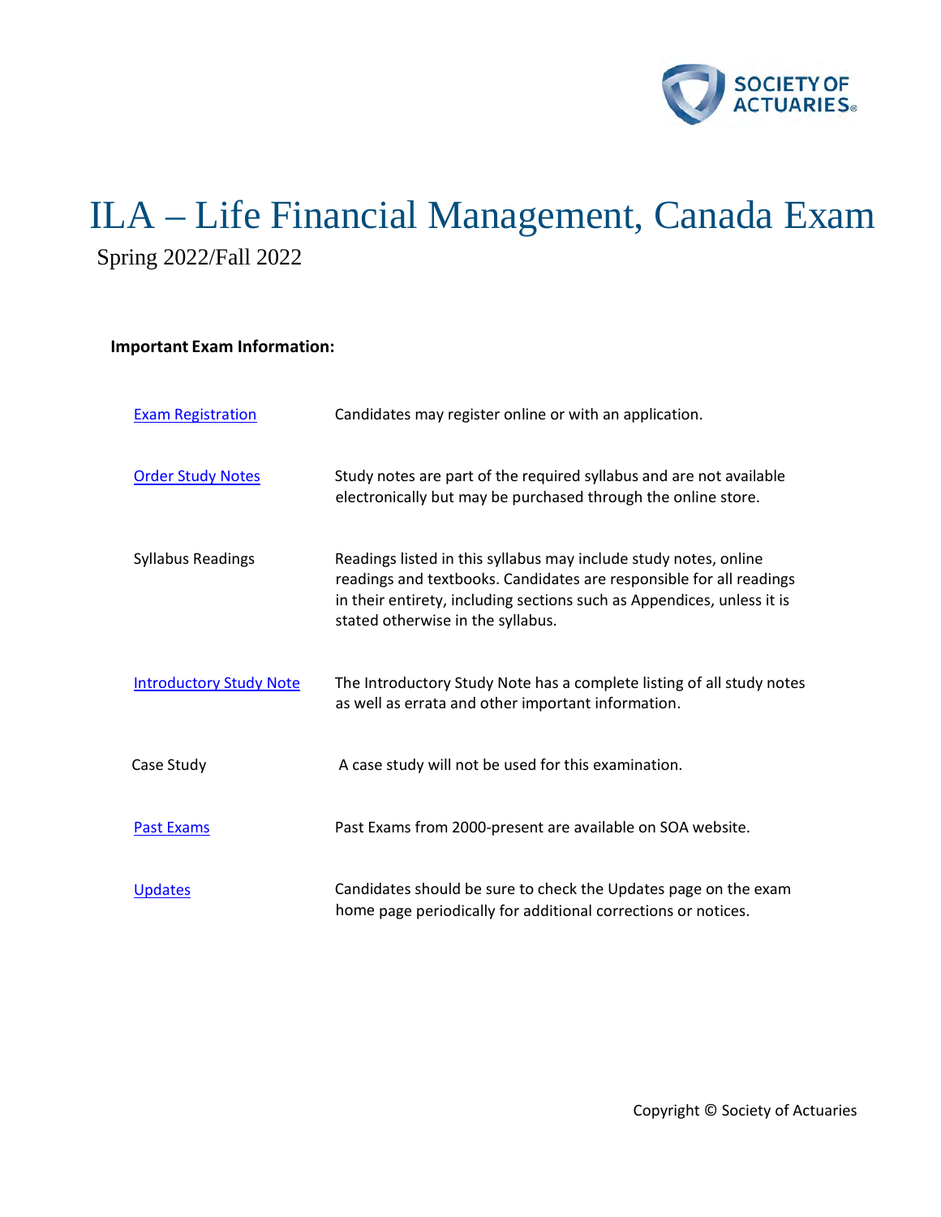# ILA – Life Financial Management, Canada Exam

Spring 2022/Fall 2022

**Important Exam Information:**

| | |
|---|---|
| Exam Registration | Candidates may register online or with an application. |
| Order Study Notes | Study notes are part of the required syllabus and are not available electronically but may be purchased through the online store. |
| Syllabus Readings | Readings listed in this syllabus may include study notes, online readings and textbooks. Candidates are responsible for all readings in their entirety, including sections such as Appendices, unless it is stated otherwise in the syllabus. |
| Introductory Study Note | The Introductory Study Note has a complete listing of all study notes as well as errata and other important information. |
| Case Study | A case study will not be used for this examination. |
| Past Exams | Past Exams from 2000-present are available on SOA website. |
| Updates | Candidates should be sure to check the Updates page on the exam home page periodically for additional corrections or notices. |

Copyright © Society of Actuaries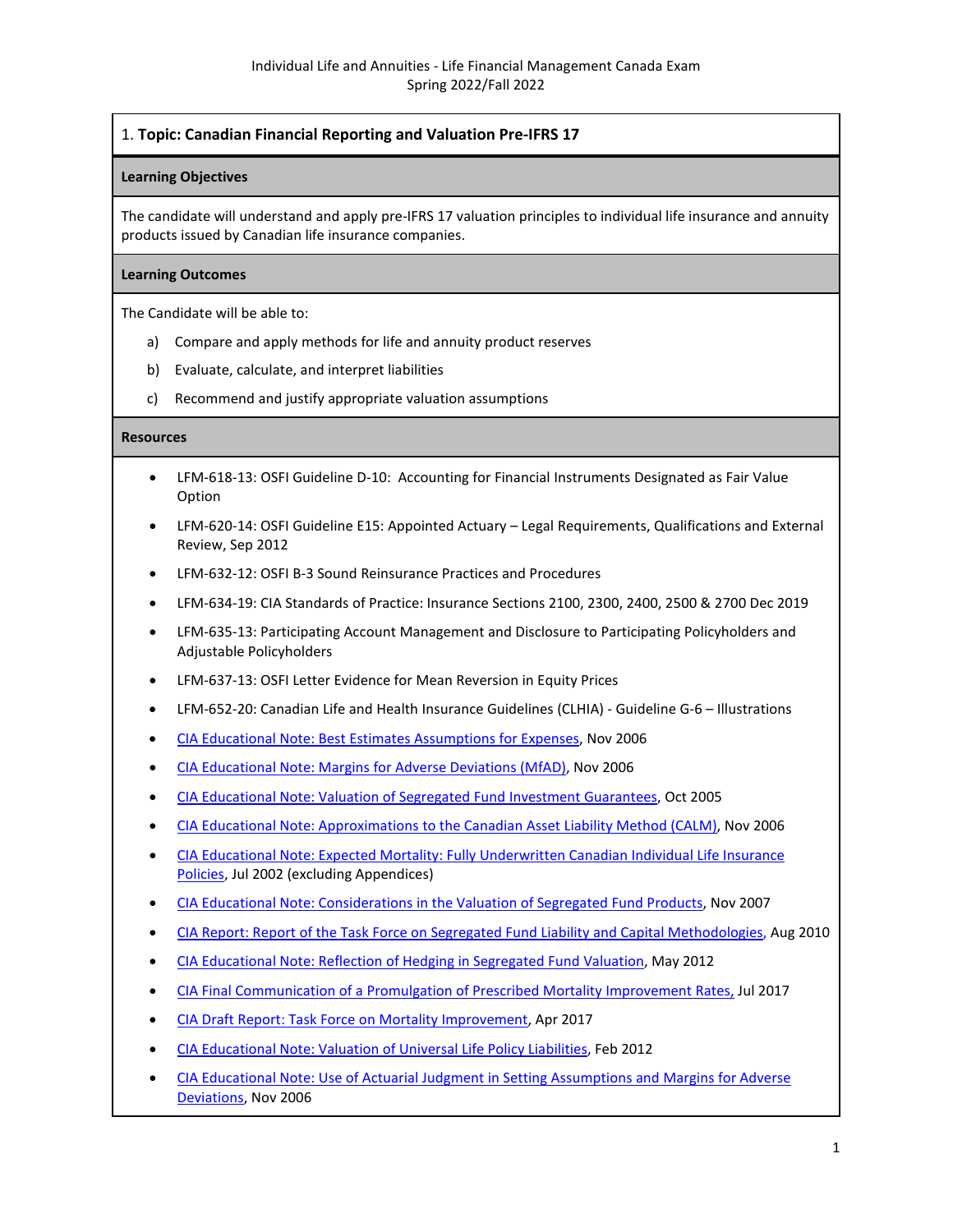Individual Life and Annuities - Life Financial Management Canada Exam
Spring 2022/Fall 2022

## 1. **Topic: Canadian Financial Reporting and Valuation Pre-IFRS 17**

### Learning Objectives

The candidate will understand and apply pre-IFRS 17 valuation principles to individual life insurance and annuity products issued by Canadian life insurance companies.

### Learning Outcomes

The Candidate will be able to:

a) Compare and apply methods for life and annuity product reserves

b) Evaluate, calculate, and interpret liabilities

c) Recommend and justify appropriate valuation assumptions

### Resources

- LFM-618-13: OSFI Guideline D-10: Accounting for Financial Instruments Designated as Fair Value Option
- LFM-620-14: OSFI Guideline E15: Appointed Actuary – Legal Requirements, Qualifications and External Review, Sep 2012
- LFM-632-12: OSFI B-3 Sound Reinsurance Practices and Procedures
- LFM-634-19: CIA Standards of Practice: Insurance Sections 2100, 2300, 2400, 2500 & 2700 Dec 2019
- LFM-635-13: Participating Account Management and Disclosure to Participating Policyholders and Adjustable Policyholders
- LFM-637-13: OSFI Letter Evidence for Mean Reversion in Equity Prices
- LFM-652-20: Canadian Life and Health Insurance Guidelines (CLHIA) - Guideline G-6 – Illustrations
- CIA Educational Note: Best Estimates Assumptions for Expenses, Nov 2006
- CIA Educational Note: Margins for Adverse Deviations (MfAD), Nov 2006
- CIA Educational Note: Valuation of Segregated Fund Investment Guarantees, Oct 2005
- CIA Educational Note: Approximations to the Canadian Asset Liability Method (CALM), Nov 2006
- CIA Educational Note: Expected Mortality: Fully Underwritten Canadian Individual Life Insurance Policies, Jul 2002 (excluding Appendices)
- CIA Educational Note: Considerations in the Valuation of Segregated Fund Products, Nov 2007
- CIA Report: Report of the Task Force on Segregated Fund Liability and Capital Methodologies, Aug 2010
- CIA Educational Note: Reflection of Hedging in Segregated Fund Valuation, May 2012
- CIA Final Communication of a Promulgation of Prescribed Mortality Improvement Rates, Jul 2017
- CIA Draft Report: Task Force on Mortality Improvement, Apr 2017
- CIA Educational Note: Valuation of Universal Life Policy Liabilities, Feb 2012
- CIA Educational Note: Use of Actuarial Judgment in Setting Assumptions and Margins for Adverse Deviations, Nov 2006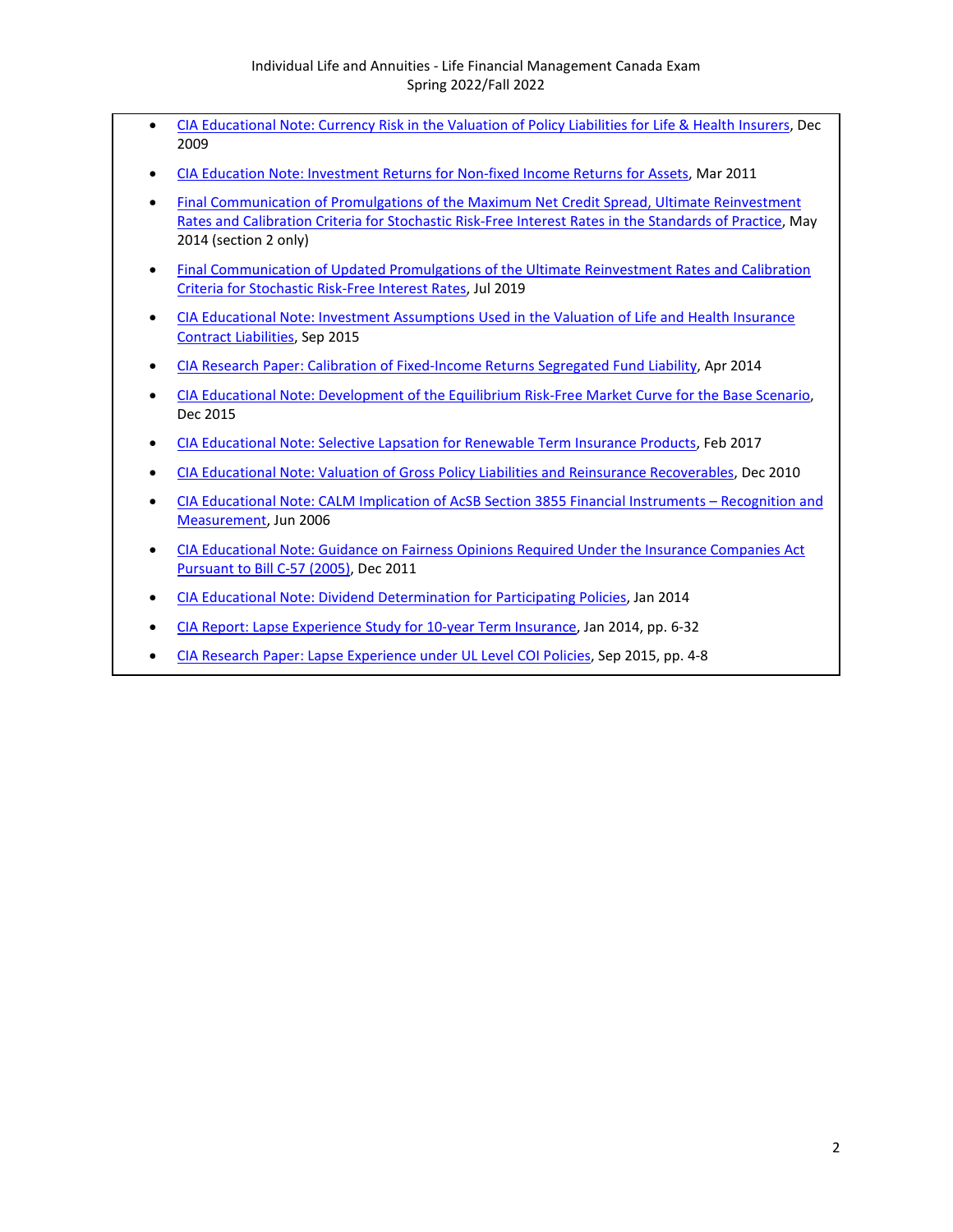- CIA Educational Note: Currency Risk in the Valuation of Policy Liabilities for Life & Health Insurers, Dec 2009
- CIA Education Note: Investment Returns for Non-fixed Income Returns for Assets, Mar 2011
- Final Communication of Promulgations of the Maximum Net Credit Spread, Ultimate Reinvestment Rates and Calibration Criteria for Stochastic Risk-Free Interest Rates in the Standards of Practice, May 2014 (section 2 only)
- Final Communication of Updated Promulgations of the Ultimate Reinvestment Rates and Calibration Criteria for Stochastic Risk-Free Interest Rates, Jul 2019
- CIA Educational Note: Investment Assumptions Used in the Valuation of Life and Health Insurance Contract Liabilities, Sep 2015
- CIA Research Paper: Calibration of Fixed-Income Returns Segregated Fund Liability, Apr 2014
- CIA Educational Note: Development of the Equilibrium Risk-Free Market Curve for the Base Scenario, Dec 2015
- CIA Educational Note: Selective Lapsation for Renewable Term Insurance Products, Feb 2017
- CIA Educational Note: Valuation of Gross Policy Liabilities and Reinsurance Recoverables, Dec 2010
- CIA Educational Note: CALM Implication of AcSB Section 3855 Financial Instruments – Recognition and Measurement, Jun 2006
- CIA Educational Note: Guidance on Fairness Opinions Required Under the Insurance Companies Act Pursuant to Bill C-57 (2005), Dec 2011
- CIA Educational Note: Dividend Determination for Participating Policies, Jan 2014
- CIA Report: Lapse Experience Study for 10-year Term Insurance, Jan 2014, pp. 6-32
- CIA Research Paper: Lapse Experience under UL Level COI Policies, Sep 2015, pp. 4-8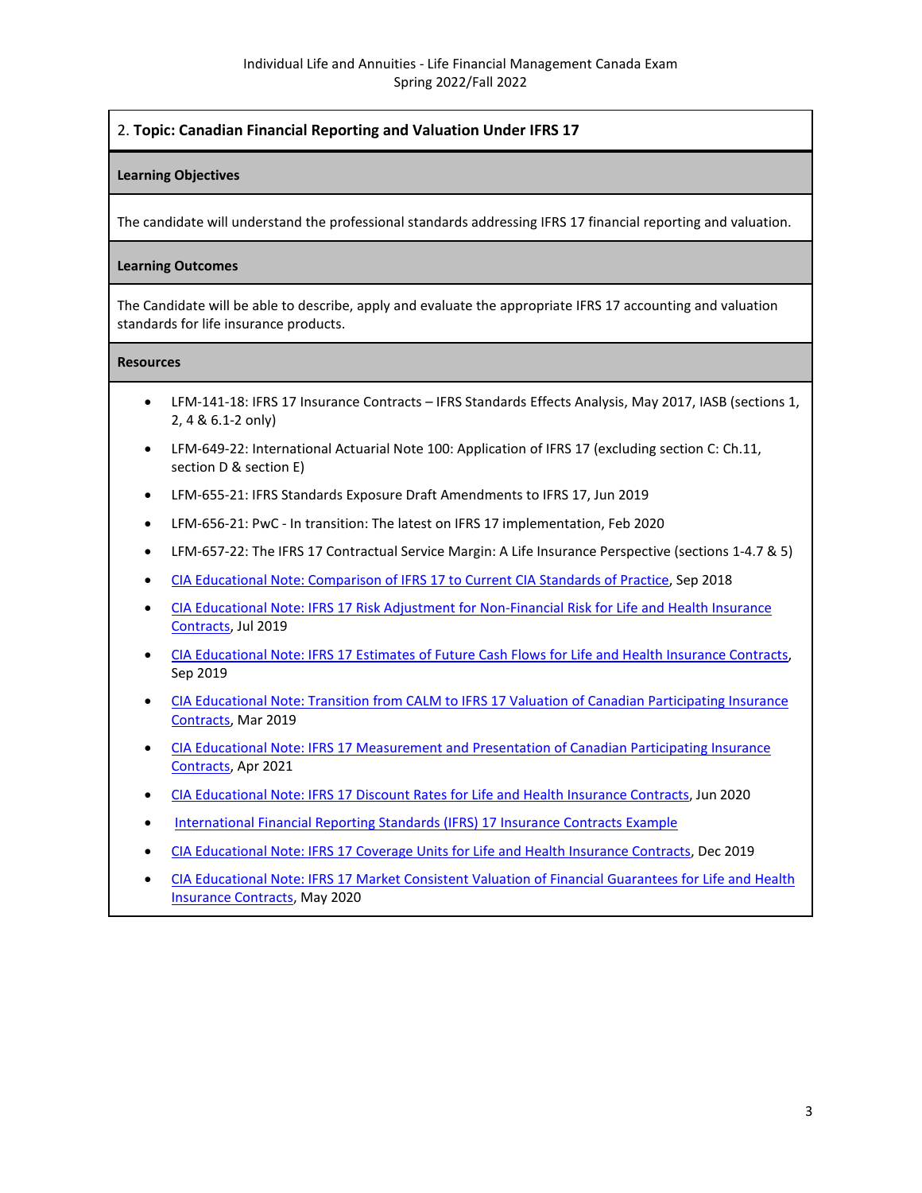## 2. Topic: Canadian Financial Reporting and Valuation Under IFRS 17

### Learning Objectives

The candidate will understand the professional standards addressing IFRS 17 financial reporting and valuation.

### Learning Outcomes

The Candidate will be able to describe, apply and evaluate the appropriate IFRS 17 accounting and valuation standards for life insurance products.

### Resources

- LFM-141-18: IFRS 17 Insurance Contracts – IFRS Standards Effects Analysis, May 2017, IASB (sections 1, 2, 4 & 6.1-2 only)
- LFM-649-22: International Actuarial Note 100: Application of IFRS 17 (excluding section C: Ch.11, section D & section E)
- LFM-655-21: IFRS Standards Exposure Draft Amendments to IFRS 17, Jun 2019
- LFM-656-21: PwC - In transition: The latest on IFRS 17 implementation, Feb 2020
- LFM-657-22: The IFRS 17 Contractual Service Margin: A Life Insurance Perspective (sections 1-4.7 & 5)
- CIA Educational Note: Comparison of IFRS 17 to Current CIA Standards of Practice, Sep 2018
- CIA Educational Note: IFRS 17 Risk Adjustment for Non-Financial Risk for Life and Health Insurance Contracts, Jul 2019
- CIA Educational Note: IFRS 17 Estimates of Future Cash Flows for Life and Health Insurance Contracts, Sep 2019
- CIA Educational Note: Transition from CALM to IFRS 17 Valuation of Canadian Participating Insurance Contracts, Mar 2019
- CIA Educational Note: IFRS 17 Measurement and Presentation of Canadian Participating Insurance Contracts, Apr 2021
- CIA Educational Note: IFRS 17 Discount Rates for Life and Health Insurance Contracts, Jun 2020
- International Financial Reporting Standards (IFRS) 17 Insurance Contracts Example
- CIA Educational Note: IFRS 17 Coverage Units for Life and Health Insurance Contracts, Dec 2019
- CIA Educational Note: IFRS 17 Market Consistent Valuation of Financial Guarantees for Life and Health Insurance Contracts, May 2020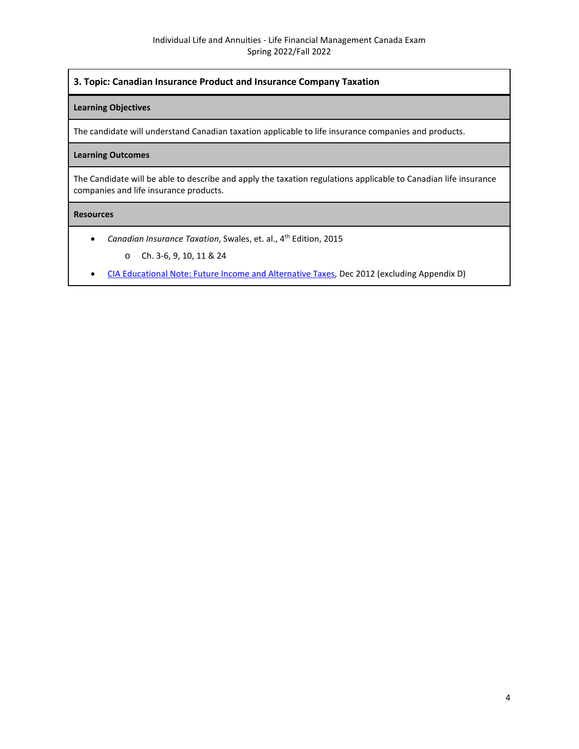## 3. Topic: Canadian Insurance Product and Insurance Company Taxation

**Learning Objectives**

The candidate will understand Canadian taxation applicable to life insurance companies and products.

**Learning Outcomes**

The Candidate will be able to describe and apply the taxation regulations applicable to Canadian life insurance companies and life insurance products.

**Resources**

- *Canadian Insurance Taxation*, Swales, et. al., 4th Edition, 2015
    - Ch. 3-6, 9, 10, 11 & 24
- CIA Educational Note: Future Income and Alternative Taxes, Dec 2012 (excluding Appendix D)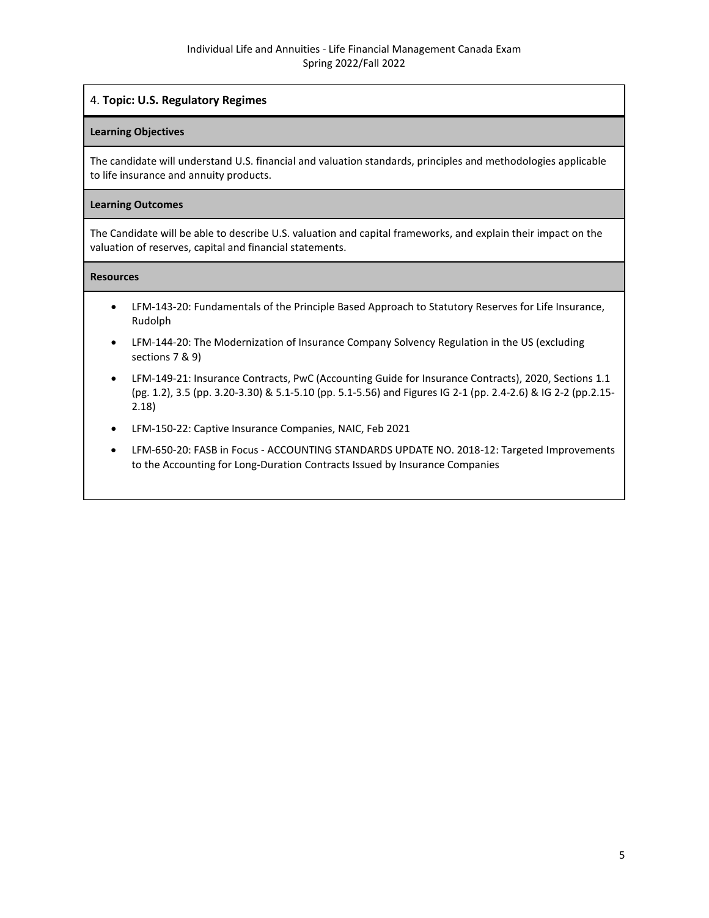## 4. **Topic: U.S. Regulatory Regimes**

**Learning Objectives**

The candidate will understand U.S. financial and valuation standards, principles and methodologies applicable to life insurance and annuity products.

**Learning Outcomes**

The Candidate will be able to describe U.S. valuation and capital frameworks, and explain their impact on the valuation of reserves, capital and financial statements.

**Resources**

- LFM-143-20: Fundamentals of the Principle Based Approach to Statutory Reserves for Life Insurance, Rudolph
- LFM-144-20: The Modernization of Insurance Company Solvency Regulation in the US (excluding sections 7 & 9)
- LFM-149-21: Insurance Contracts, PwC (Accounting Guide for Insurance Contracts), 2020, Sections 1.1 (pg. 1.2), 3.5 (pp. 3.20-3.30) & 5.1-5.10 (pp. 5.1-5.56) and Figures IG 2-1 (pp. 2.4-2.6) & IG 2-2 (pp.2.15-2.18)
- LFM-150-22: Captive Insurance Companies, NAIC, Feb 2021
- LFM-650-20: FASB in Focus - ACCOUNTING STANDARDS UPDATE NO. 2018-12: Targeted Improvements to the Accounting for Long-Duration Contracts Issued by Insurance Companies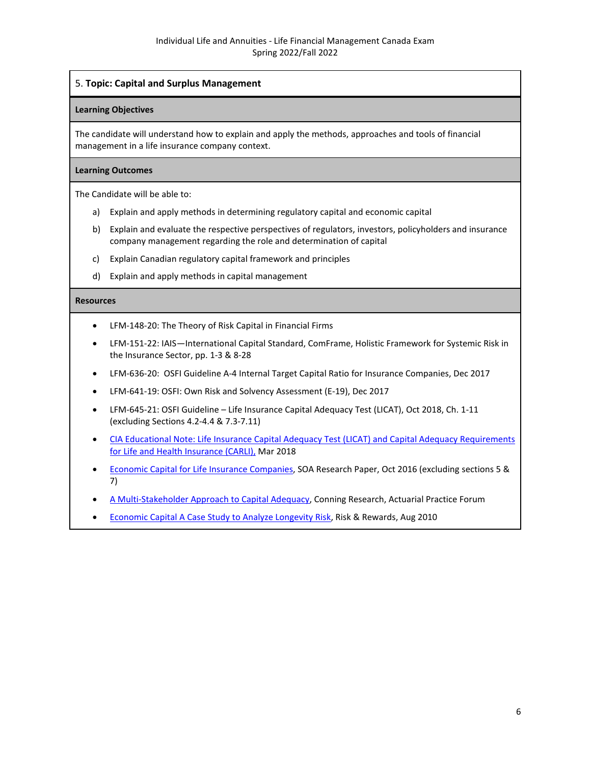## 5. **Topic: Capital and Surplus Management**

### Learning Objectives

The candidate will understand how to explain and apply the methods, approaches and tools of financial management in a life insurance company context.

### Learning Outcomes

The Candidate will be able to:

a) Explain and apply methods in determining regulatory capital and economic capital

b) Explain and evaluate the respective perspectives of regulators, investors, policyholders and insurance company management regarding the role and determination of capital

c) Explain Canadian regulatory capital framework and principles

d) Explain and apply methods in capital management

### Resources

- LFM-148-20: The Theory of Risk Capital in Financial Firms
- LFM-151-22: IAIS—International Capital Standard, ComFrame, Holistic Framework for Systemic Risk in the Insurance Sector, pp. 1-3 & 8-28
- LFM-636-20: OSFI Guideline A-4 Internal Target Capital Ratio for Insurance Companies, Dec 2017
- LFM-641-19: OSFI: Own Risk and Solvency Assessment (E-19), Dec 2017
- LFM-645-21: OSFI Guideline – Life Insurance Capital Adequacy Test (LICAT), Oct 2018, Ch. 1-11 (excluding Sections 4.2-4.4 & 7.3-7.11)
- CIA Educational Note: Life Insurance Capital Adequacy Test (LICAT) and Capital Adequacy Requirements for Life and Health Insurance (CARLI), Mar 2018
- Economic Capital for Life Insurance Companies, SOA Research Paper, Oct 2016 (excluding sections 5 & 7)
- A Multi-Stakeholder Approach to Capital Adequacy, Conning Research, Actuarial Practice Forum
- Economic Capital A Case Study to Analyze Longevity Risk, Risk & Rewards, Aug 2010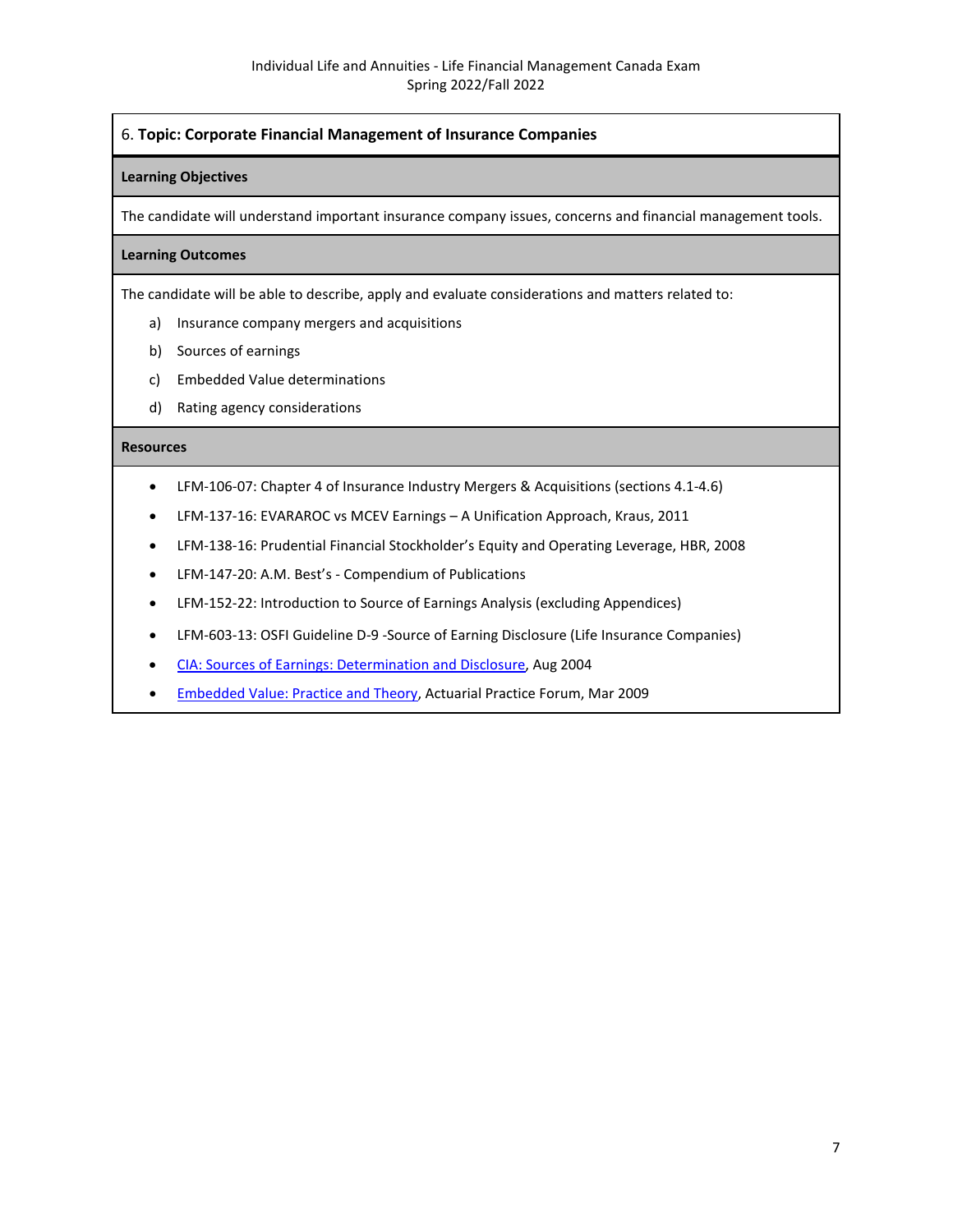## 6. Topic: Corporate Financial Management of Insurance Companies

### Learning Objectives

The candidate will understand important insurance company issues, concerns and financial management tools.

### Learning Outcomes

The candidate will be able to describe, apply and evaluate considerations and matters related to:

a) Insurance company mergers and acquisitions

b) Sources of earnings

c) Embedded Value determinations

d) Rating agency considerations

### Resources

- LFM-106-07: Chapter 4 of Insurance Industry Mergers & Acquisitions (sections 4.1-4.6)
- LFM-137-16: EVARAROC vs MCEV Earnings – A Unification Approach, Kraus, 2011
- LFM-138-16: Prudential Financial Stockholder's Equity and Operating Leverage, HBR, 2008
- LFM-147-20: A.M. Best's - Compendium of Publications
- LFM-152-22: Introduction to Source of Earnings Analysis (excluding Appendices)
- LFM-603-13: OSFI Guideline D-9 -Source of Earning Disclosure (Life Insurance Companies)
- CIA: Sources of Earnings: Determination and Disclosure, Aug 2004
- Embedded Value: Practice and Theory, Actuarial Practice Forum, Mar 2009